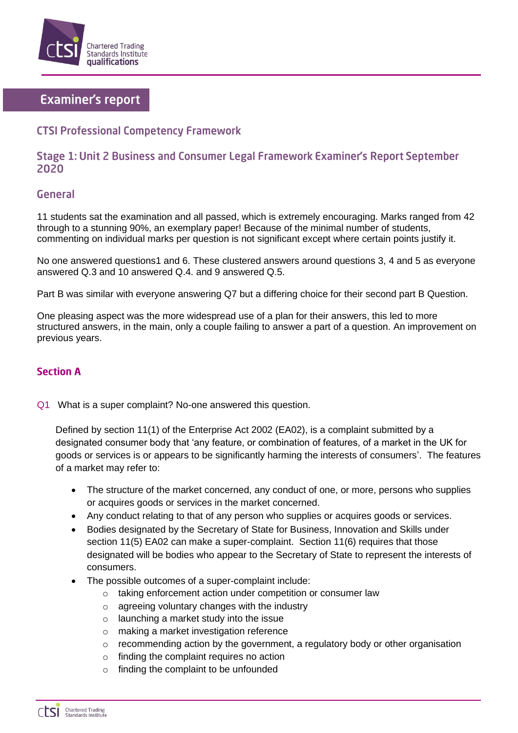# Examiner's report

## CTSI Professional Competency Framework

## Stage 1: Unit 2 Business and Consumer Legal Framework Examiner's Report September 2020

### General

11 students sat the examination and all passed, which is extremely encouraging. Marks ranged from 42 through to a stunning 90%, an exemplary paper! Because of the minimal number of students, commenting on individual marks per question is not significant except where certain points justify it.

No one answered questions1 and 6. These clustered answers around questions 3, 4 and 5 as everyone answered Q.3 and 10 answered Q.4. and 9 answered Q.5.

Part B was similar with everyone answering Q7 but a differing choice for their second part B Question.

One pleasing aspect was the more widespread use of a plan for their answers, this led to more structured answers, in the main, only a couple failing to answer a part of a question. An improvement on previous years.

### Section A

Q1 What is a super complaint? No-one answered this question.

Defined by section 11(1) of the Enterprise Act 2002 (EA02), is a complaint submitted by a designated consumer body that 'any feature, or combination of features, of a market in the UK for goods or services is or appears to be significantly harming the interests of consumers'. The features of a market may refer to:

- The structure of the market concerned, any conduct of one, or more, persons who supplies or acquires goods or services in the market concerned.
- Any conduct relating to that of any person who supplies or acquires goods or services.
- Bodies designated by the Secretary of State for Business, Innovation and Skills under section 11(5) EA02 can make a super-complaint. Section 11(6) requires that those designated will be bodies who appear to the Secretary of State to represent the interests of consumers.
- The possible outcomes of a super-complaint include:
  - taking enforcement action under competition or consumer law
  - agreeing voluntary changes with the industry
  - launching a market study into the issue
  - making a market investigation reference
  - recommending action by the government, a regulatory body or other organisation
  - finding the complaint requires no action
  - finding the complaint to be unfounded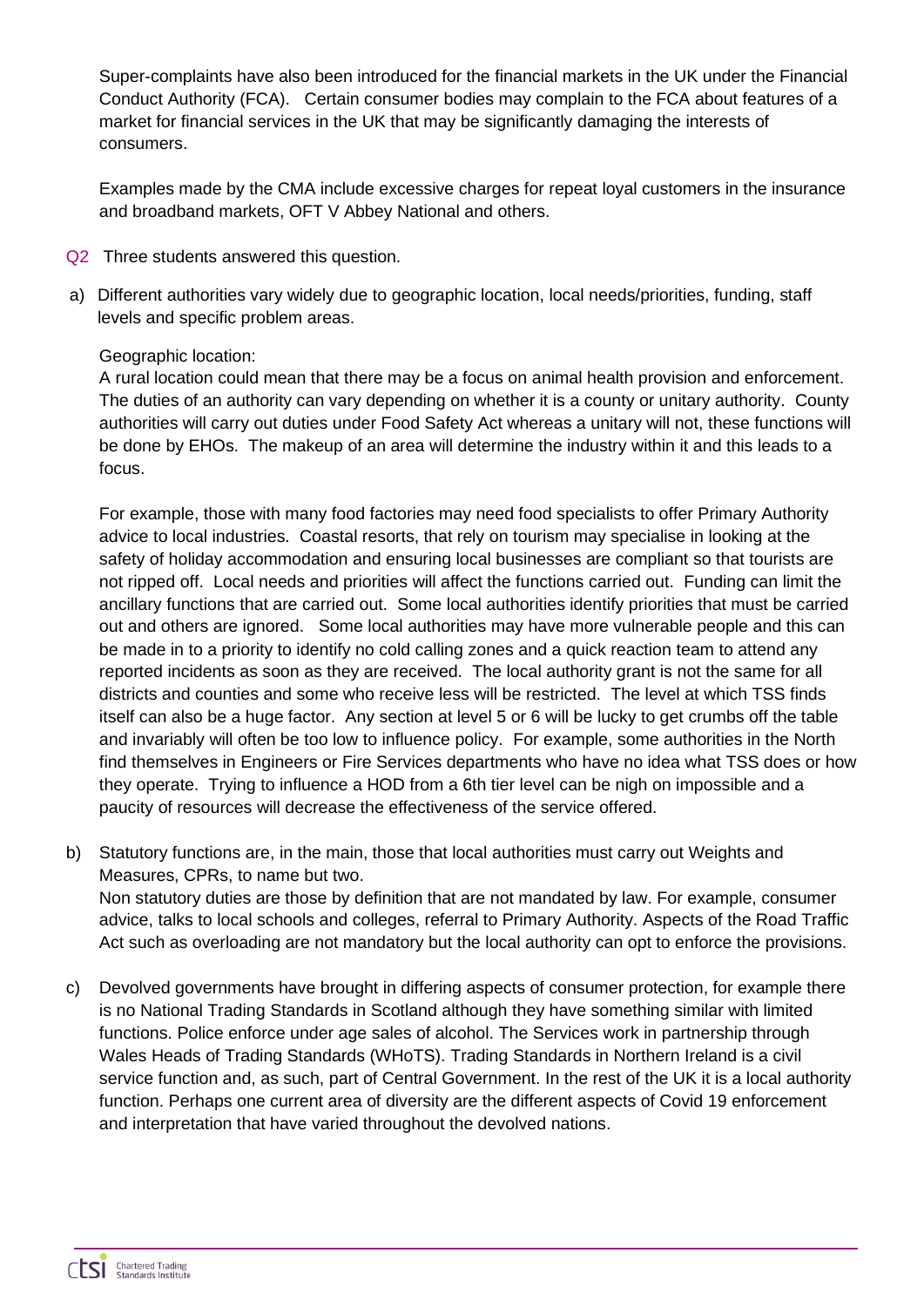Super-complaints have also been introduced for the financial markets in the UK under the Financial Conduct Authority (FCA). Certain consumer bodies may complain to the FCA about features of a market for financial services in the UK that may be significantly damaging the interests of consumers.

Examples made by the CMA include excessive charges for repeat loyal customers in the insurance and broadband markets, OFT V Abbey National and others.

Q2 Three students answered this question.

a) Different authorities vary widely due to geographic location, local needs/priorities, funding, staff levels and specific problem areas.

   Geographic location:
   A rural location could mean that there may be a focus on animal health provision and enforcement. The duties of an authority can vary depending on whether it is a county or unitary authority. County authorities will carry out duties under Food Safety Act whereas a unitary will not, these functions will be done by EHOs. The makeup of an area will determine the industry within it and this leads to a focus.

   For example, those with many food factories may need food specialists to offer Primary Authority advice to local industries. Coastal resorts, that rely on tourism may specialise in looking at the safety of holiday accommodation and ensuring local businesses are compliant so that tourists are not ripped off. Local needs and priorities will affect the functions carried out. Funding can limit the ancillary functions that are carried out. Some local authorities identify priorities that must be carried out and others are ignored. Some local authorities may have more vulnerable people and this can be made in to a priority to identify no cold calling zones and a quick reaction team to attend any reported incidents as soon as they are received. The local authority grant is not the same for all districts and counties and some who receive less will be restricted. The level at which TSS finds itself can also be a huge factor. Any section at level 5 or 6 will be lucky to get crumbs off the table and invariably will often be too low to influence policy. For example, some authorities in the North find themselves in Engineers or Fire Services departments who have no idea what TSS does or how they operate. Trying to influence a HOD from a 6th tier level can be nigh on impossible and a paucity of resources will decrease the effectiveness of the service offered.

b) Statutory functions are, in the main, those that local authorities must carry out Weights and Measures, CPRs, to name but two.
   Non statutory duties are those by definition that are not mandated by law. For example, consumer advice, talks to local schools and colleges, referral to Primary Authority. Aspects of the Road Traffic Act such as overloading are not mandatory but the local authority can opt to enforce the provisions.

c) Devolved governments have brought in differing aspects of consumer protection, for example there is no National Trading Standards in Scotland although they have something similar with limited functions. Police enforce under age sales of alcohol. The Services work in partnership through Wales Heads of Trading Standards (WHoTS). Trading Standards in Northern Ireland is a civil service function and, as such, part of Central Government. In the rest of the UK it is a local authority function. Perhaps one current area of diversity are the different aspects of Covid 19 enforcement and interpretation that have varied throughout the devolved nations.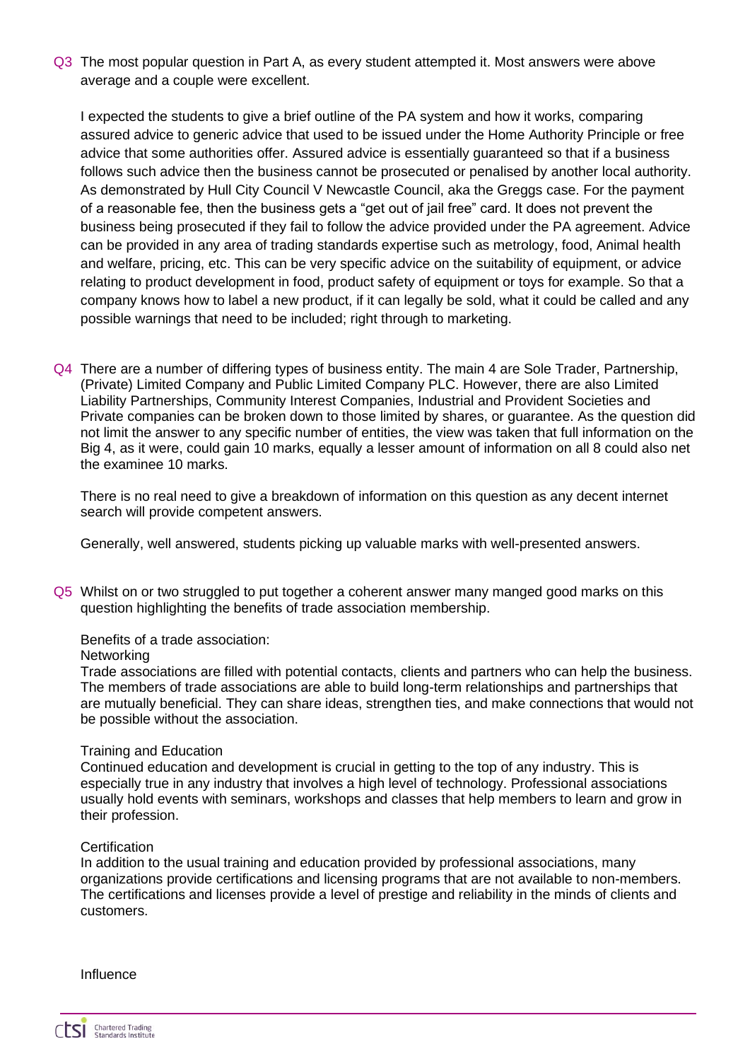Q3 The most popular question in Part A, as every student attempted it. Most answers were above average and a couple were excellent.

I expected the students to give a brief outline of the PA system and how it works, comparing assured advice to generic advice that used to be issued under the Home Authority Principle or free advice that some authorities offer. Assured advice is essentially guaranteed so that if a business follows such advice then the business cannot be prosecuted or penalised by another local authority. As demonstrated by Hull City Council V Newcastle Council, aka the Greggs case. For the payment of a reasonable fee, then the business gets a "get out of jail free" card. It does not prevent the business being prosecuted if they fail to follow the advice provided under the PA agreement. Advice can be provided in any area of trading standards expertise such as metrology, food, Animal health and welfare, pricing, etc. This can be very specific advice on the suitability of equipment, or advice relating to product development in food, product safety of equipment or toys for example. So that a company knows how to label a new product, if it can legally be sold, what it could be called and any possible warnings that need to be included; right through to marketing.

Q4 There are a number of differing types of business entity. The main 4 are Sole Trader, Partnership, (Private) Limited Company and Public Limited Company PLC. However, there are also Limited Liability Partnerships, Community Interest Companies, Industrial and Provident Societies and Private companies can be broken down to those limited by shares, or guarantee. As the question did not limit the answer to any specific number of entities, the view was taken that full information on the Big 4, as it were, could gain 10 marks, equally a lesser amount of information on all 8 could also net the examinee 10 marks.

There is no real need to give a breakdown of information on this question as any decent internet search will provide competent answers.

Generally, well answered, students picking up valuable marks with well-presented answers.

Q5 Whilst on or two struggled to put together a coherent answer many manged good marks on this question highlighting the benefits of trade association membership.

Benefits of a trade association:

Networking

Trade associations are filled with potential contacts, clients and partners who can help the business. The members of trade associations are able to build long-term relationships and partnerships that are mutually beneficial. They can share ideas, strengthen ties, and make connections that would not be possible without the association.

Training and Education

Continued education and development is crucial in getting to the top of any industry. This is especially true in any industry that involves a high level of technology. Professional associations usually hold events with seminars, workshops and classes that help members to learn and grow in their profession.

Certification

In addition to the usual training and education provided by professional associations, many organizations provide certifications and licensing programs that are not available to non-members. The certifications and licenses provide a level of prestige and reliability in the minds of clients and customers.

Influence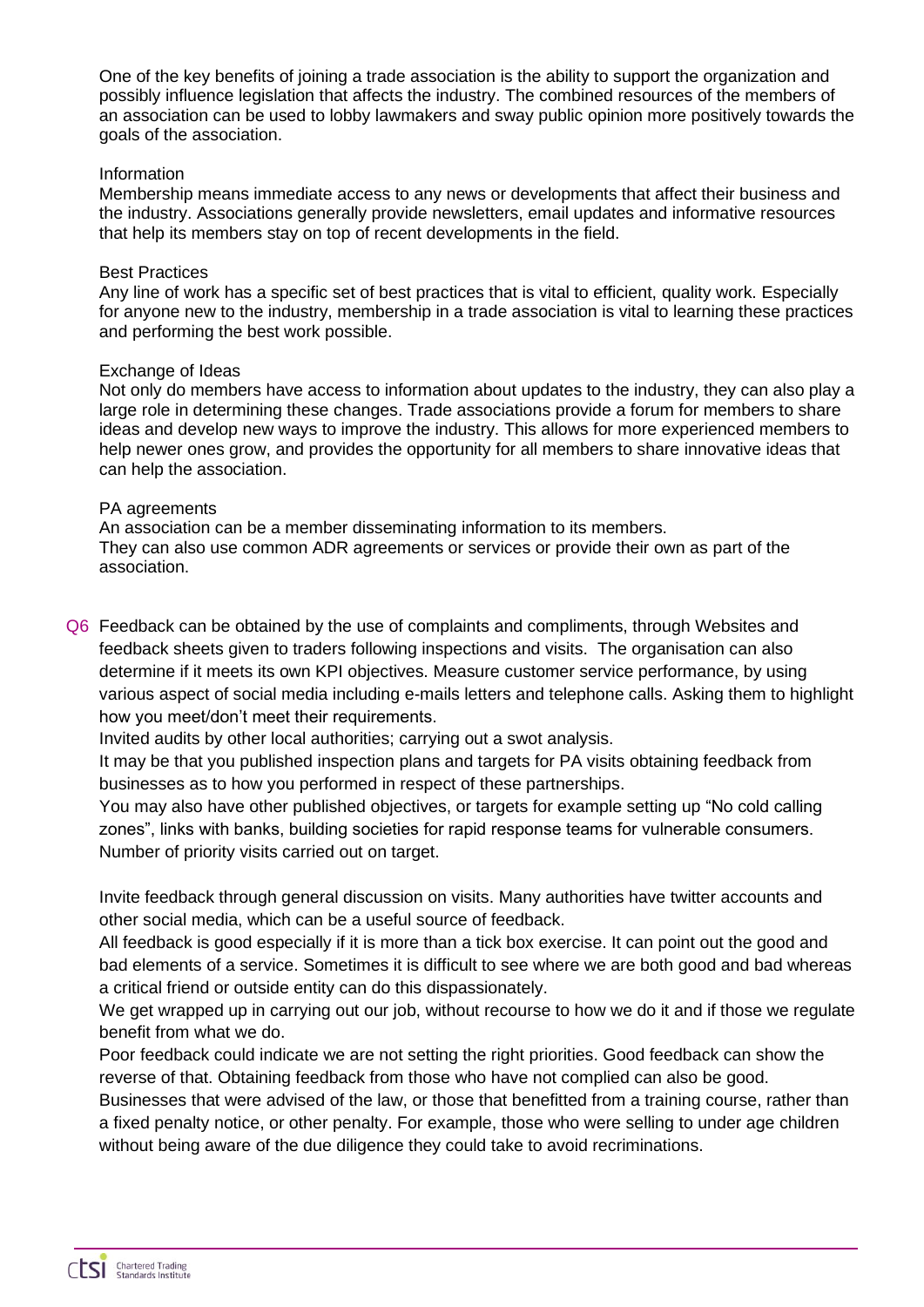One of the key benefits of joining a trade association is the ability to support the organization and possibly influence legislation that affects the industry. The combined resources of the members of an association can be used to lobby lawmakers and sway public opinion more positively towards the goals of the association.

Information
Membership means immediate access to any news or developments that affect their business and the industry. Associations generally provide newsletters, email updates and informative resources that help its members stay on top of recent developments in the field.

Best Practices
Any line of work has a specific set of best practices that is vital to efficient, quality work. Especially for anyone new to the industry, membership in a trade association is vital to learning these practices and performing the best work possible.

Exchange of Ideas
Not only do members have access to information about updates to the industry, they can also play a large role in determining these changes. Trade associations provide a forum for members to share ideas and develop new ways to improve the industry. This allows for more experienced members to help newer ones grow, and provides the opportunity for all members to share innovative ideas that can help the association.

PA agreements
An association can be a member disseminating information to its members.
They can also use common ADR agreements or services or provide their own as part of the association.

Q6 Feedback can be obtained by the use of complaints and compliments, through Websites and feedback sheets given to traders following inspections and visits. The organisation can also determine if it meets its own KPI objectives. Measure customer service performance, by using various aspect of social media including e-mails letters and telephone calls. Asking them to highlight how you meet/don't meet their requirements.
Invited audits by other local authorities; carrying out a swot analysis.
It may be that you published inspection plans and targets for PA visits obtaining feedback from businesses as to how you performed in respect of these partnerships.
You may also have other published objectives, or targets for example setting up "No cold calling zones", links with banks, building societies for rapid response teams for vulnerable consumers.
Number of priority visits carried out on target.

Invite feedback through general discussion on visits. Many authorities have twitter accounts and other social media, which can be a useful source of feedback.
All feedback is good especially if it is more than a tick box exercise. It can point out the good and bad elements of a service. Sometimes it is difficult to see where we are both good and bad whereas a critical friend or outside entity can do this dispassionately.
We get wrapped up in carrying out our job, without recourse to how we do it and if those we regulate benefit from what we do.
Poor feedback could indicate we are not setting the right priorities. Good feedback can show the reverse of that. Obtaining feedback from those who have not complied can also be good.
Businesses that were advised of the law, or those that benefitted from a training course, rather than a fixed penalty notice, or other penalty. For example, those who were selling to under age children without being aware of the due diligence they could take to avoid recriminations.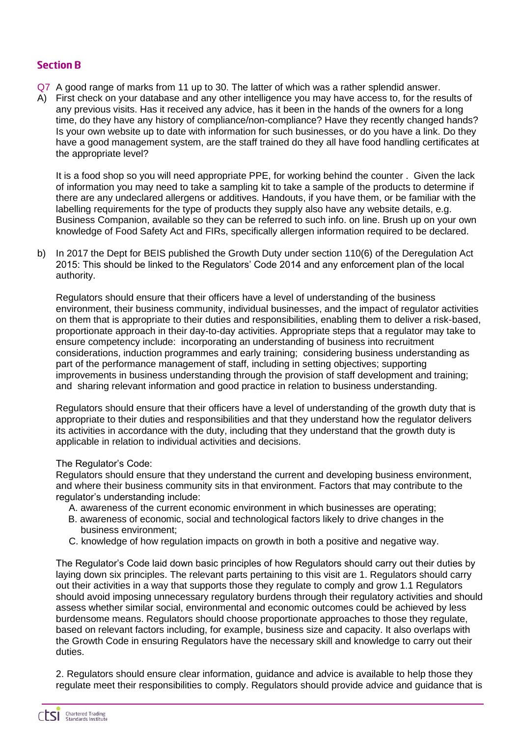## Section B

Q7 A good range of marks from 11 up to 30. The latter of which was a rather splendid answer.

A) First check on your database and any other intelligence you may have access to, for the results of any previous visits. Has it received any advice, has it been in the hands of the owners for a long time, do they have any history of compliance/non-compliance? Have they recently changed hands? Is your own website up to date with information for such businesses, or do you have a link. Do they have a good management system, are the staff trained do they all have food handling certificates at the appropriate level?

It is a food shop so you will need appropriate PPE, for working behind the counter . Given the lack of information you may need to take a sampling kit to take a sample of the products to determine if there are any undeclared allergens or additives. Handouts, if you have them, or be familiar with the labelling requirements for the type of products they supply also have any website details, e.g. Business Companion, available so they can be referred to such info. on line. Brush up on your own knowledge of Food Safety Act and FIRs, specifically allergen information required to be declared.

b) In 2017 the Dept for BEIS published the Growth Duty under section 110(6) of the Deregulation Act 2015: This should be linked to the Regulators' Code 2014 and any enforcement plan of the local authority.

Regulators should ensure that their officers have a level of understanding of the business environment, their business community, individual businesses, and the impact of regulator activities on them that is appropriate to their duties and responsibilities, enabling them to deliver a risk-based, proportionate approach in their day-to-day activities. Appropriate steps that a regulator may take to ensure competency include: incorporating an understanding of business into recruitment considerations, induction programmes and early training; considering business understanding as part of the performance management of staff, including in setting objectives; supporting improvements in business understanding through the provision of staff development and training; and sharing relevant information and good practice in relation to business understanding.

Regulators should ensure that their officers have a level of understanding of the growth duty that is appropriate to their duties and responsibilities and that they understand how the regulator delivers its activities in accordance with the duty, including that they understand that the growth duty is applicable in relation to individual activities and decisions.

The Regulator's Code:
Regulators should ensure that they understand the current and developing business environment, and where their business community sits in that environment. Factors that may contribute to the regulator's understanding include:

A. awareness of the current economic environment in which businesses are operating;
B. awareness of economic, social and technological factors likely to drive changes in the business environment;
C. knowledge of how regulation impacts on growth in both a positive and negative way.

The Regulator's Code laid down basic principles of how Regulators should carry out their duties by laying down six principles. The relevant parts pertaining to this visit are 1. Regulators should carry out their activities in a way that supports those they regulate to comply and grow 1.1 Regulators should avoid imposing unnecessary regulatory burdens through their regulatory activities and should assess whether similar social, environmental and economic outcomes could be achieved by less burdensome means. Regulators should choose proportionate approaches to those they regulate, based on relevant factors including, for example, business size and capacity. It also overlaps with the Growth Code in ensuring Regulators have the necessary skill and knowledge to carry out their duties.

2. Regulators should ensure clear information, guidance and advice is available to help those they regulate meet their responsibilities to comply. Regulators should provide advice and guidance that is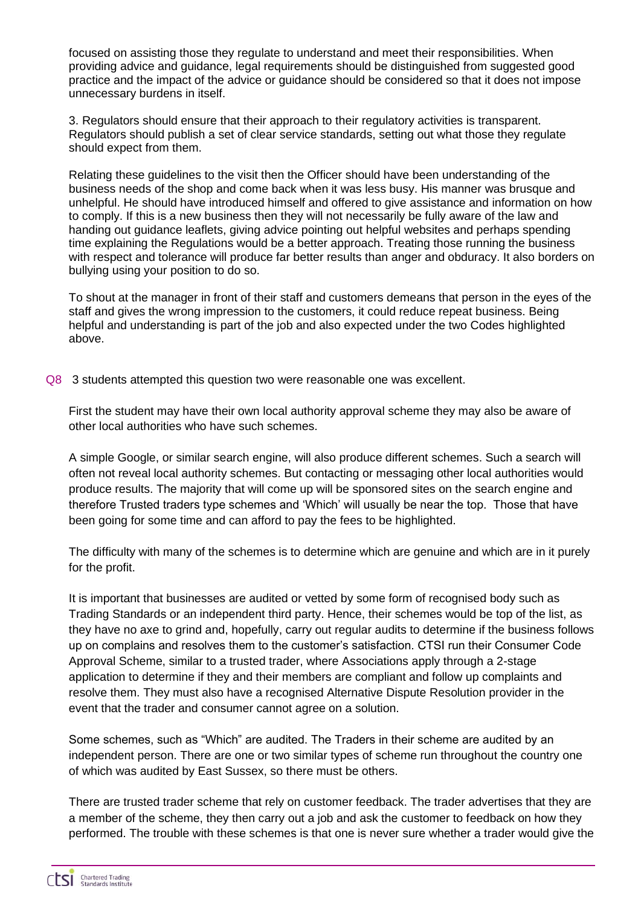focused on assisting those they regulate to understand and meet their responsibilities. When providing advice and guidance, legal requirements should be distinguished from suggested good practice and the impact of the advice or guidance should be considered so that it does not impose unnecessary burdens in itself.

3. Regulators should ensure that their approach to their regulatory activities is transparent. Regulators should publish a set of clear service standards, setting out what those they regulate should expect from them.

Relating these guidelines to the visit then the Officer should have been understanding of the business needs of the shop and come back when it was less busy. His manner was brusque and unhelpful. He should have introduced himself and offered to give assistance and information on how to comply. If this is a new business then they will not necessarily be fully aware of the law and handing out guidance leaflets, giving advice pointing out helpful websites and perhaps spending time explaining the Regulations would be a better approach. Treating those running the business with respect and tolerance will produce far better results than anger and obduracy. It also borders on bullying using your position to do so.

To shout at the manager in front of their staff and customers demeans that person in the eyes of the staff and gives the wrong impression to the customers, it could reduce repeat business. Being helpful and understanding is part of the job and also expected under the two Codes highlighted above.

Q8 3 students attempted this question two were reasonable one was excellent.

First the student may have their own local authority approval scheme they may also be aware of other local authorities who have such schemes.

A simple Google, or similar search engine, will also produce different schemes. Such a search will often not reveal local authority schemes. But contacting or messaging other local authorities would produce results. The majority that will come up will be sponsored sites on the search engine and therefore Trusted traders type schemes and 'Which' will usually be near the top. Those that have been going for some time and can afford to pay the fees to be highlighted.

The difficulty with many of the schemes is to determine which are genuine and which are in it purely for the profit.

It is important that businesses are audited or vetted by some form of recognised body such as Trading Standards or an independent third party. Hence, their schemes would be top of the list, as they have no axe to grind and, hopefully, carry out regular audits to determine if the business follows up on complains and resolves them to the customer's satisfaction. CTSI run their Consumer Code Approval Scheme, similar to a trusted trader, where Associations apply through a 2-stage application to determine if they and their members are compliant and follow up complaints and resolve them. They must also have a recognised Alternative Dispute Resolution provider in the event that the trader and consumer cannot agree on a solution.

Some schemes, such as "Which" are audited. The Traders in their scheme are audited by an independent person. There are one or two similar types of scheme run throughout the country one of which was audited by East Sussex, so there must be others.

There are trusted trader scheme that rely on customer feedback. The trader advertises that they are a member of the scheme, they then carry out a job and ask the customer to feedback on how they performed. The trouble with these schemes is that one is never sure whether a trader would give the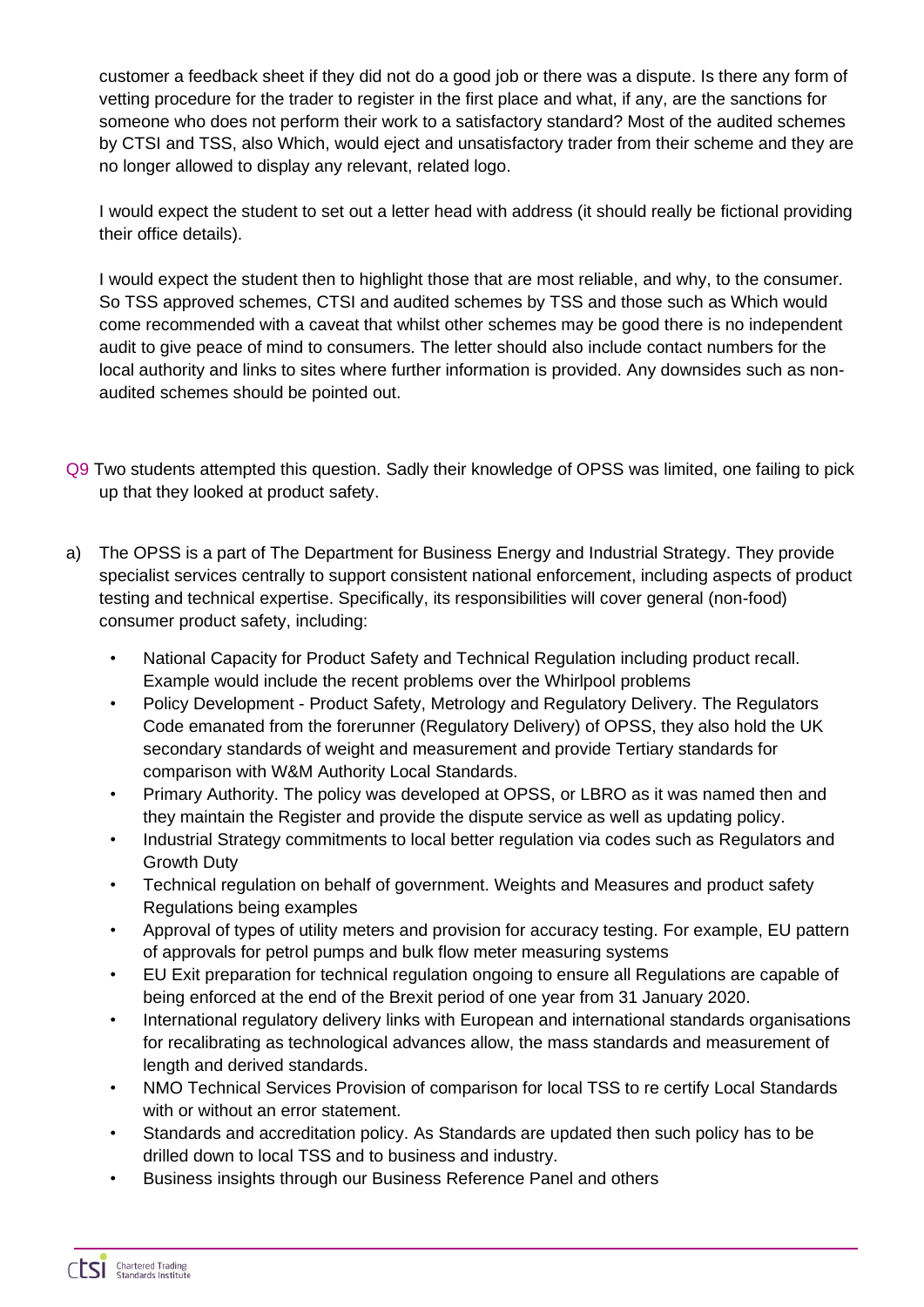customer a feedback sheet if they did not do a good job or there was a dispute. Is there any form of vetting procedure for the trader to register in the first place and what, if any, are the sanctions for someone who does not perform their work to a satisfactory standard? Most of the audited schemes by CTSI and TSS, also Which, would eject and unsatisfactory trader from their scheme and they are no longer allowed to display any relevant, related logo.

I would expect the student to set out a letter head with address (it should really be fictional providing their office details).

I would expect the student then to highlight those that are most reliable, and why, to the consumer. So TSS approved schemes, CTSI and audited schemes by TSS and those such as Which would come recommended with a caveat that whilst other schemes may be good there is no independent audit to give peace of mind to consumers. The letter should also include contact numbers for the local authority and links to sites where further information is provided. Any downsides such as non-audited schemes should be pointed out.

Q9 Two students attempted this question. Sadly their knowledge of OPSS was limited, one failing to pick up that they looked at product safety.

a) The OPSS is a part of The Department for Business Energy and Industrial Strategy. They provide specialist services centrally to support consistent national enforcement, including aspects of product testing and technical expertise. Specifically, its responsibilities will cover general (non-food) consumer product safety, including:

- National Capacity for Product Safety and Technical Regulation including product recall. Example would include the recent problems over the Whirlpool problems
- Policy Development - Product Safety, Metrology and Regulatory Delivery. The Regulators Code emanated from the forerunner (Regulatory Delivery) of OPSS, they also hold the UK secondary standards of weight and measurement and provide Tertiary standards for comparison with W&M Authority Local Standards.
- Primary Authority. The policy was developed at OPSS, or LBRO as it was named then and they maintain the Register and provide the dispute service as well as updating policy.
- Industrial Strategy commitments to local better regulation via codes such as Regulators and Growth Duty
- Technical regulation on behalf of government. Weights and Measures and product safety Regulations being examples
- Approval of types of utility meters and provision for accuracy testing. For example, EU pattern of approvals for petrol pumps and bulk flow meter measuring systems
- EU Exit preparation for technical regulation ongoing to ensure all Regulations are capable of being enforced at the end of the Brexit period of one year from 31 January 2020.
- International regulatory delivery links with European and international standards organisations for recalibrating as technological advances allow, the mass standards and measurement of length and derived standards.
- NMO Technical Services Provision of comparison for local TSS to re certify Local Standards with or without an error statement.
- Standards and accreditation policy. As Standards are updated then such policy has to be drilled down to local TSS and to business and industry.
- Business insights through our Business Reference Panel and others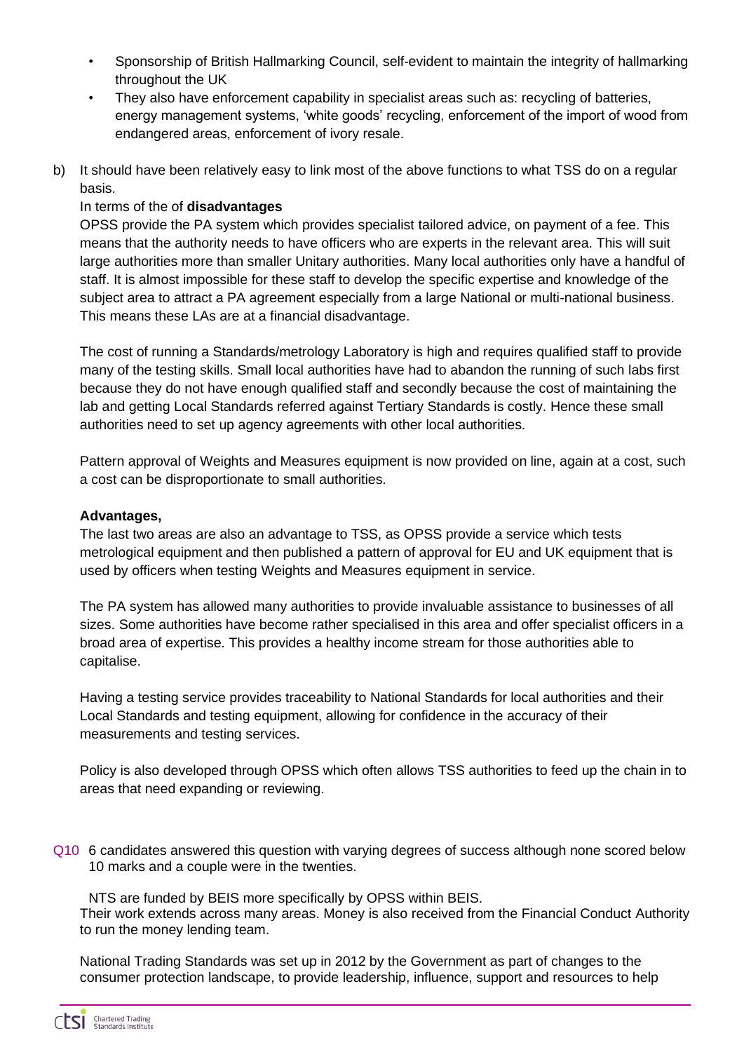- Sponsorship of British Hallmarking Council, self-evident to maintain the integrity of hallmarking throughout the UK
- They also have enforcement capability in specialist areas such as: recycling of batteries, energy management systems, 'white goods' recycling, enforcement of the import of wood from endangered areas, enforcement of ivory resale.

b) It should have been relatively easy to link most of the above functions to what TSS do on a regular basis.

In terms of the of **disadvantages**

OPSS provide the PA system which provides specialist tailored advice, on payment of a fee. This means that the authority needs to have officers who are experts in the relevant area. This will suit large authorities more than smaller Unitary authorities. Many local authorities only have a handful of staff. It is almost impossible for these staff to develop the specific expertise and knowledge of the subject area to attract a PA agreement especially from a large National or multi-national business. This means these LAs are at a financial disadvantage.

The cost of running a Standards/metrology Laboratory is high and requires qualified staff to provide many of the testing skills. Small local authorities have had to abandon the running of such labs first because they do not have enough qualified staff and secondly because the cost of maintaining the lab and getting Local Standards referred against Tertiary Standards is costly. Hence these small authorities need to set up agency agreements with other local authorities.

Pattern approval of Weights and Measures equipment is now provided on line, again at a cost, such a cost can be disproportionate to small authorities.

**Advantages,**

The last two areas are also an advantage to TSS, as OPSS provide a service which tests metrological equipment and then published a pattern of approval for EU and UK equipment that is used by officers when testing Weights and Measures equipment in service.

The PA system has allowed many authorities to provide invaluable assistance to businesses of all sizes. Some authorities have become rather specialised in this area and offer specialist officers in a broad area of expertise. This provides a healthy income stream for those authorities able to capitalise.

Having a testing service provides traceability to National Standards for local authorities and their Local Standards and testing equipment, allowing for confidence in the accuracy of their measurements and testing services.

Policy is also developed through OPSS which often allows TSS authorities to feed up the chain in to areas that need expanding or reviewing.

Q10 6 candidates answered this question with varying degrees of success although none scored below 10 marks and a couple were in the twenties.

NTS are funded by BEIS more specifically by OPSS within BEIS.

Their work extends across many areas. Money is also received from the Financial Conduct Authority to run the money lending team.

National Trading Standards was set up in 2012 by the Government as part of changes to the consumer protection landscape, to provide leadership, influence, support and resources to help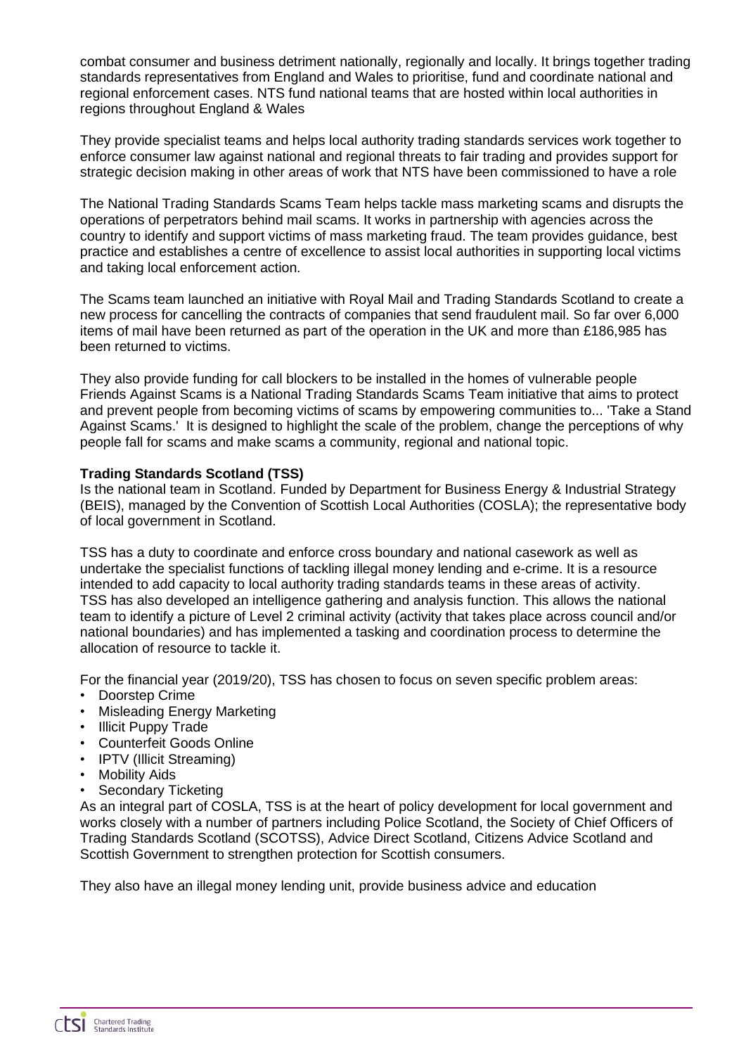combat consumer and business detriment nationally, regionally and locally. It brings together trading standards representatives from England and Wales to prioritise, fund and coordinate national and regional enforcement cases. NTS fund national teams that are hosted within local authorities in regions throughout England & Wales

They provide specialist teams and helps local authority trading standards services work together to enforce consumer law against national and regional threats to fair trading and provides support for strategic decision making in other areas of work that NTS have been commissioned to have a role

The National Trading Standards Scams Team helps tackle mass marketing scams and disrupts the operations of perpetrators behind mail scams. It works in partnership with agencies across the country to identify and support victims of mass marketing fraud. The team provides guidance, best practice and establishes a centre of excellence to assist local authorities in supporting local victims and taking local enforcement action.

The Scams team launched an initiative with Royal Mail and Trading Standards Scotland to create a new process for cancelling the contracts of companies that send fraudulent mail. So far over 6,000 items of mail have been returned as part of the operation in the UK and more than £186,985 has been returned to victims.

They also provide funding for call blockers to be installed in the homes of vulnerable people Friends Against Scams is a National Trading Standards Scams Team initiative that aims to protect and prevent people from becoming victims of scams by empowering communities to... 'Take a Stand Against Scams.' It is designed to highlight the scale of the problem, change the perceptions of why people fall for scams and make scams a community, regional and national topic.

**Trading Standards Scotland (TSS)**
Is the national team in Scotland. Funded by Department for Business Energy & Industrial Strategy (BEIS), managed by the Convention of Scottish Local Authorities (COSLA); the representative body of local government in Scotland.

TSS has a duty to coordinate and enforce cross boundary and national casework as well as undertake the specialist functions of tackling illegal money lending and e-crime. It is a resource intended to add capacity to local authority trading standards teams in these areas of activity. TSS has also developed an intelligence gathering and analysis function. This allows the national team to identify a picture of Level 2 criminal activity (activity that takes place across council and/or national boundaries) and has implemented a tasking and coordination process to determine the allocation of resource to tackle it.

For the financial year (2019/20), TSS has chosen to focus on seven specific problem areas:

- Doorstep Crime
- Misleading Energy Marketing
- Illicit Puppy Trade
- Counterfeit Goods Online
- IPTV (Illicit Streaming)
- Mobility Aids
- Secondary Ticketing

As an integral part of COSLA, TSS is at the heart of policy development for local government and works closely with a number of partners including Police Scotland, the Society of Chief Officers of Trading Standards Scotland (SCOTSS), Advice Direct Scotland, Citizens Advice Scotland and Scottish Government to strengthen protection for Scottish consumers.

They also have an illegal money lending unit, provide business advice and education